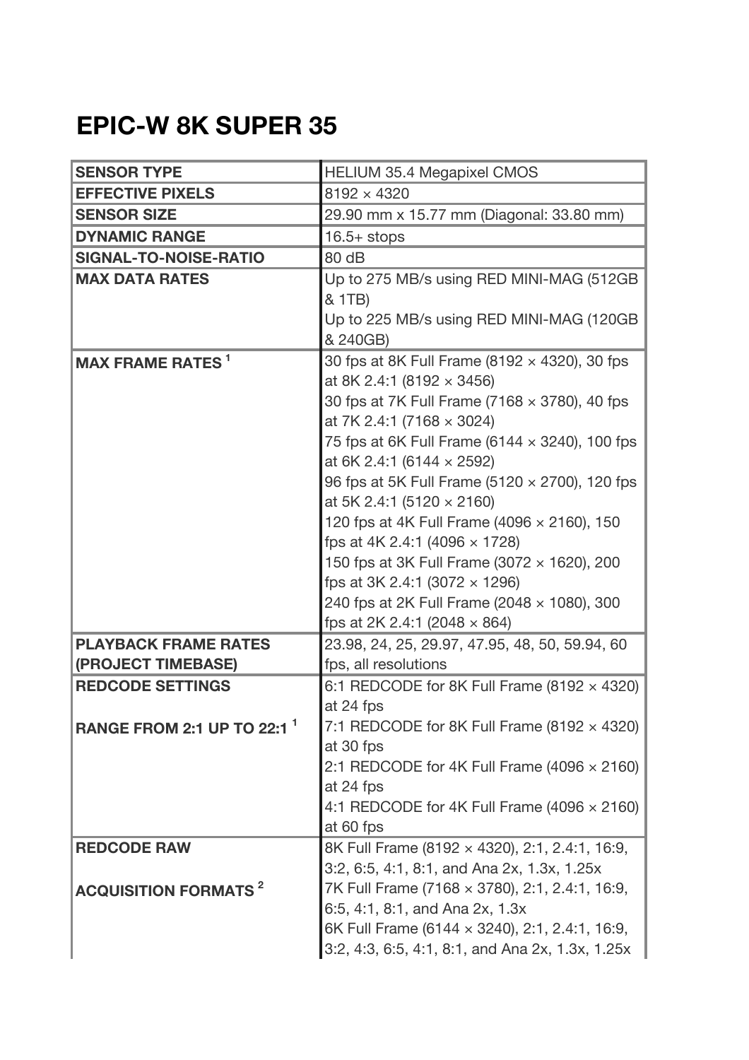# EPIC-W 8K SUPER 35

| | |
|---|---|
| **SENSOR TYPE** | HELIUM 35.4 Megapixel CMOS |
| **EFFECTIVE PIXELS** | 8192 × 4320 |
| **SENSOR SIZE** | 29.90 mm x 15.77 mm (Diagonal: 33.80 mm) |
| **DYNAMIC RANGE** | 16.5+ stops |
| **SIGNAL-TO-NOISE-RATIO** | 80 dB |
| **MAX DATA RATES** | Up to 275 MB/s using RED MINI-MAG (512GB & 1TB)<br>Up to 225 MB/s using RED MINI-MAG (120GB & 240GB) |
| **MAX FRAME RATES** [1] | 30 fps at 8K Full Frame (8192 × 4320), 30 fps at 8K 2.4:1 (8192 × 3456)<br>30 fps at 7K Full Frame (7168 × 3780), 40 fps at 7K 2.4:1 (7168 × 3024)<br>75 fps at 6K Full Frame (6144 × 3240), 100 fps at 6K 2.4:1 (6144 × 2592)<br>96 fps at 5K Full Frame (5120 × 2700), 120 fps at 5K 2.4:1 (5120 × 2160)<br>120 fps at 4K Full Frame (4096 × 2160), 150 fps at 4K 2.4:1 (4096 × 1728)<br>150 fps at 3K Full Frame (3072 × 1620), 200 fps at 3K 2.4:1 (3072 × 1296)<br>240 fps at 2K Full Frame (2048 × 1080), 300 fps at 2K 2.4:1 (2048 × 864) |
| **PLAYBACK FRAME RATES (PROJECT TIMEBASE)** | 23.98, 24, 25, 29.97, 47.95, 48, 50, 59.94, 60 fps, all resolutions |
| **REDCODE SETTINGS**<br><br>**RANGE FROM 2:1 UP TO 22:1** [1] | 6:1 REDCODE for 8K Full Frame (8192 × 4320) at 24 fps<br>7:1 REDCODE for 8K Full Frame (8192 × 4320) at 30 fps<br>2:1 REDCODE for 4K Full Frame (4096 × 2160) at 24 fps<br>4:1 REDCODE for 4K Full Frame (4096 × 2160) at 60 fps |
| **REDCODE RAW**<br><br>**ACQUISITION FORMATS** [2] | 8K Full Frame (8192 × 4320), 2:1, 2.4:1, 16:9, 3:2, 6:5, 4:1, 8:1, and Ana 2x, 1.3x, 1.25x<br>7K Full Frame (7168 × 3780), 2:1, 2.4:1, 16:9, 6:5, 4:1, 8:1, and Ana 2x, 1.3x<br>6K Full Frame (6144 × 3240), 2:1, 2.4:1, 16:9, 3:2, 4:3, 6:5, 4:1, 8:1, and Ana 2x, 1.3x, 1.25x |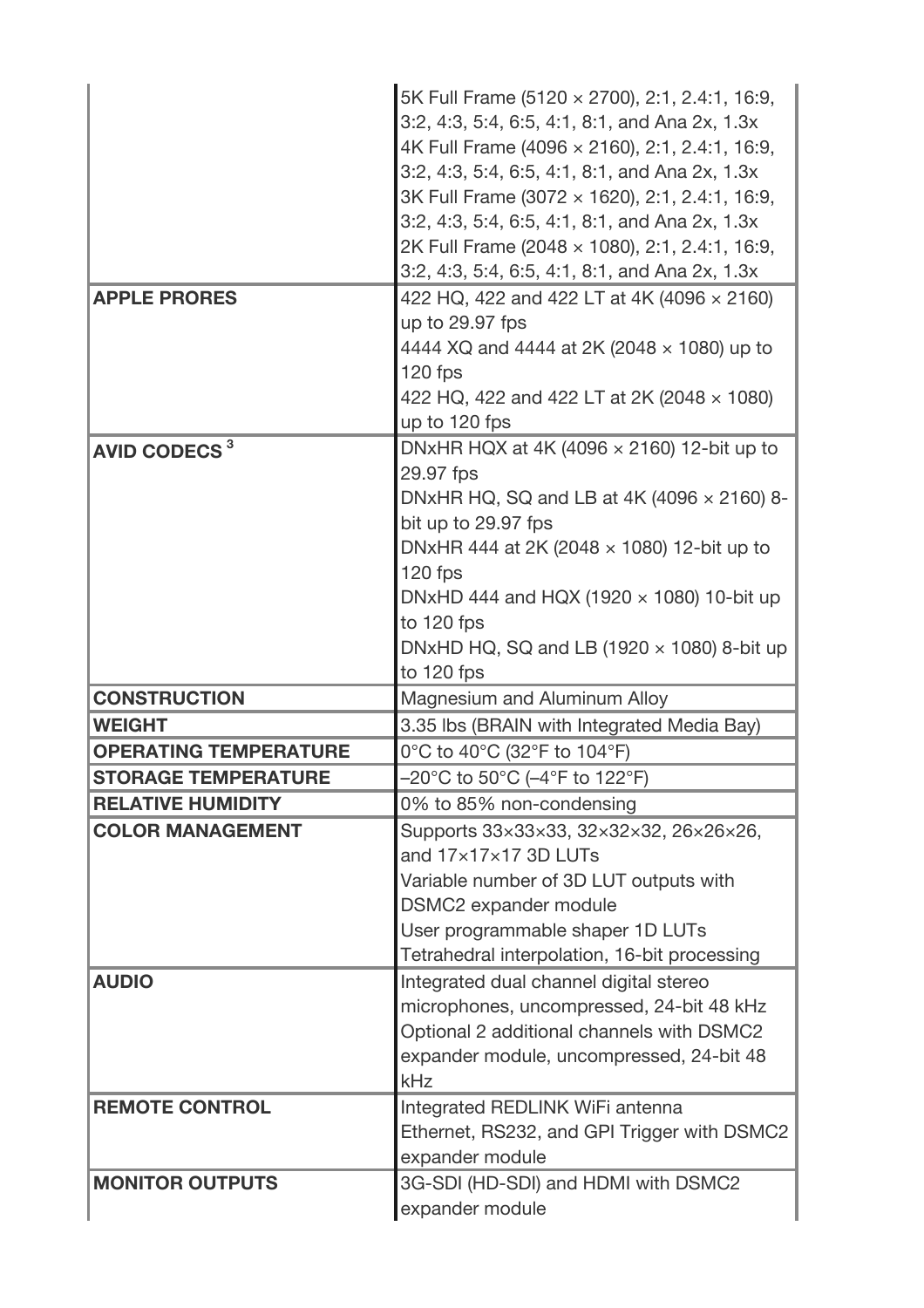| | |
|---|---|
| | 5K Full Frame (5120 × 2700), 2:1, 2.4:1, 16:9, 3:2, 4:3, 5:4, 6:5, 4:1, 8:1, and Ana 2x, 1.3x<br>4K Full Frame (4096 × 2160), 2:1, 2.4:1, 16:9, 3:2, 4:3, 5:4, 6:5, 4:1, 8:1, and Ana 2x, 1.3x<br>3K Full Frame (3072 × 1620), 2:1, 2.4:1, 16:9, 3:2, 4:3, 5:4, 6:5, 4:1, 8:1, and Ana 2x, 1.3x<br>2K Full Frame (2048 × 1080), 2:1, 2.4:1, 16:9, 3:2, 4:3, 5:4, 6:5, 4:1, 8:1, and Ana 2x, 1.3x |
| **APPLE PRORES** | 422 HQ, 422 and 422 LT at 4K (4096 × 2160) up to 29.97 fps<br>4444 XQ and 4444 at 2K (2048 × 1080) up to 120 fps<br>422 HQ, 422 and 422 LT at 2K (2048 × 1080) up to 120 fps |
| **AVID CODECS** [3] | DNxHR HQX at 4K (4096 × 2160) 12-bit up to 29.97 fps<br>DNxHR HQ, SQ and LB at 4K (4096 × 2160) 8-bit up to 29.97 fps<br>DNxHR 444 at 2K (2048 × 1080) 12-bit up to 120 fps<br>DNxHD 444 and HQX (1920 × 1080) 10-bit up to 120 fps<br>DNxHD HQ, SQ and LB (1920 × 1080) 8-bit up to 120 fps |
| **CONSTRUCTION** | Magnesium and Aluminum Alloy |
| **WEIGHT** | 3.35 lbs (BRAIN with Integrated Media Bay) |
| **OPERATING TEMPERATURE** | 0°C to 40°C (32°F to 104°F) |
| **STORAGE TEMPERATURE** | –20°C to 50°C (–4°F to 122°F) |
| **RELATIVE HUMIDITY** | 0% to 85% non-condensing |
| **COLOR MANAGEMENT** | Supports 33×33×33, 32×32×32, 26×26×26, and 17×17×17 3D LUTs<br>Variable number of 3D LUT outputs with DSMC2 expander module<br>User programmable shaper 1D LUTs<br>Tetrahedral interpolation, 16-bit processing |
| **AUDIO** | Integrated dual channel digital stereo microphones, uncompressed, 24-bit 48 kHz<br>Optional 2 additional channels with DSMC2 expander module, uncompressed, 24-bit 48 kHz |
| **REMOTE CONTROL** | Integrated REDLINK WiFi antenna<br>Ethernet, RS232, and GPI Trigger with DSMC2 expander module |
| **MONITOR OUTPUTS** | 3G-SDI (HD-SDI) and HDMI with DSMC2 expander module |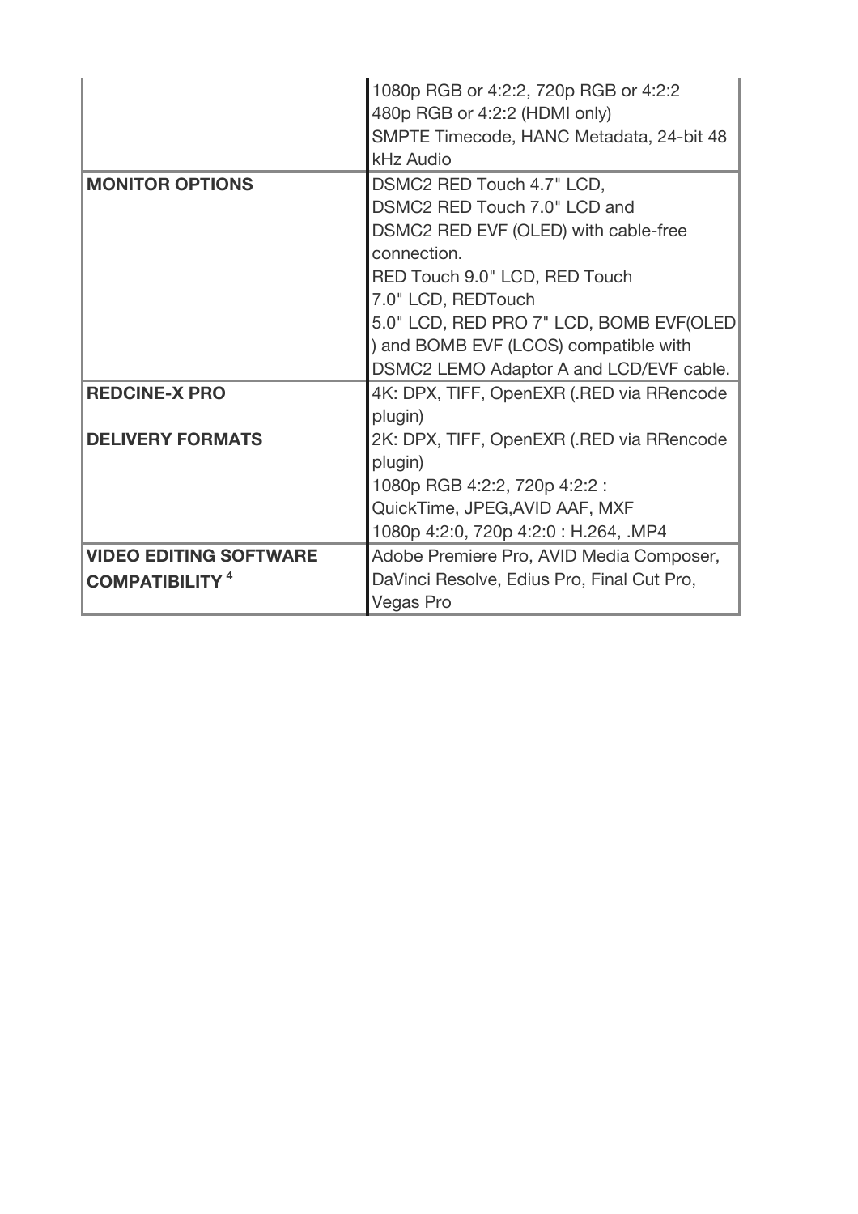| | |
|---|---|
| | 1080p RGB or 4:2:2, 720p RGB or 4:2:2<br>480p RGB or 4:2:2 (HDMI only)<br>SMPTE Timecode, HANC Metadata, 24-bit 48 kHz Audio |
| **MONITOR OPTIONS** | DSMC2 RED Touch 4.7" LCD,<br>DSMC2 RED Touch 7.0" LCD and<br>DSMC2 RED EVF (OLED) with cable-free connection.<br>RED Touch 9.0" LCD, RED Touch 7.0" LCD, REDTouch 5.0" LCD, RED PRO 7" LCD, BOMB EVF(OLED) and BOMB EVF (LCOS) compatible with DSMC2 LEMO Adaptor A and LCD/EVF cable. |
| **REDCINE-X PRO**<br><br>**DELIVERY FORMATS** | 4K: DPX, TIFF, OpenEXR (.RED via RRencode plugin)<br>2K: DPX, TIFF, OpenEXR (.RED via RRencode plugin)<br>1080p RGB 4:2:2, 720p 4:2:2 :<br>QuickTime, JPEG,AVID AAF, MXF<br>1080p 4:2:0, 720p 4:2:0 : H.264, .MP4 |
| **VIDEO EDITING SOFTWARE COMPATIBILITY** [4] | Adobe Premiere Pro, AVID Media Composer, DaVinci Resolve, Edius Pro, Final Cut Pro, Vegas Pro |